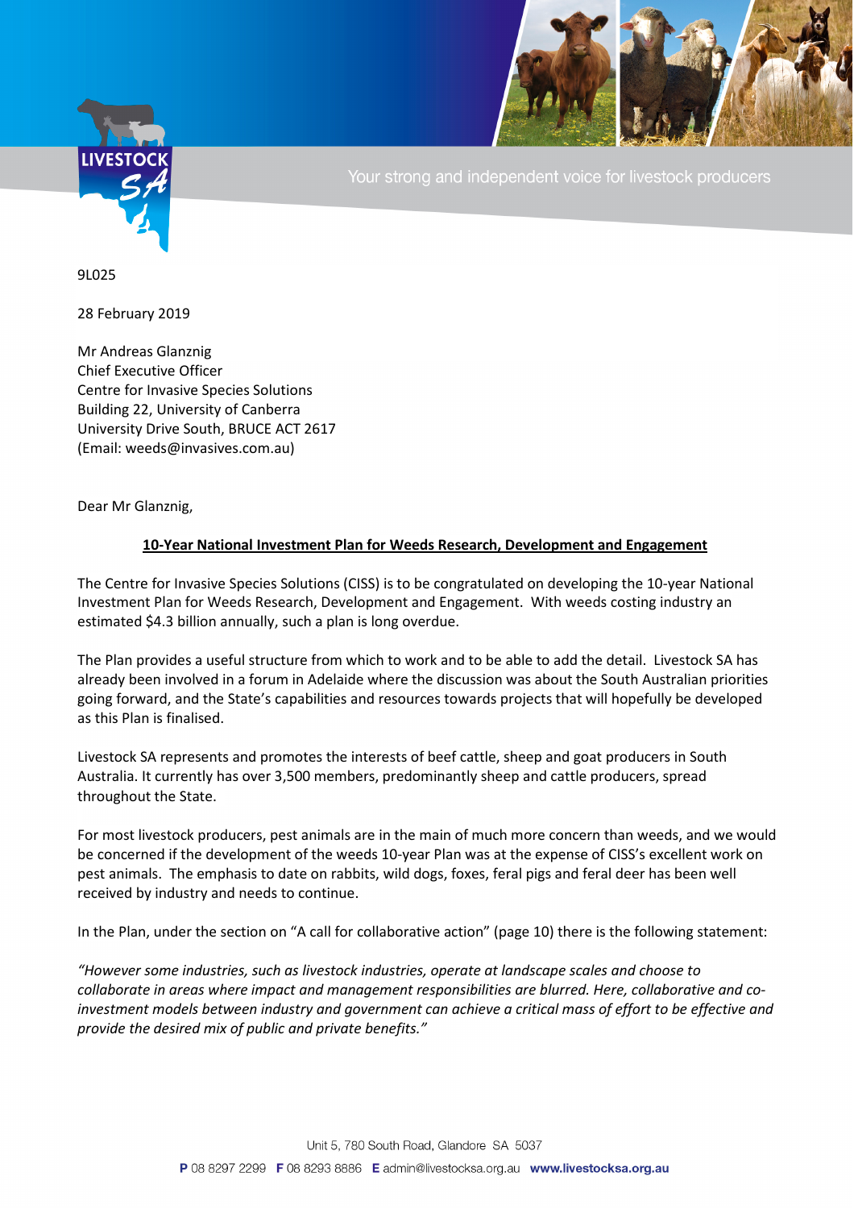9L025

28 February 2019

Mr Andreas Glanznig
Chief Executive Officer
Centre for Invasive Species Solutions
Building 22, University of Canberra
University Drive South, BRUCE ACT 2617
(Email: weeds@invasives.com.au)

Dear Mr Glanznig,

**10-Year National Investment Plan for Weeds Research, Development and Engagement**

The Centre for Invasive Species Solutions (CISS) is to be congratulated on developing the 10-year National Investment Plan for Weeds Research, Development and Engagement. With weeds costing industry an estimated $4.3 billion annually, such a plan is long overdue.

The Plan provides a useful structure from which to work and to be able to add the detail. Livestock SA has already been involved in a forum in Adelaide where the discussion was about the South Australian priorities going forward, and the State's capabilities and resources towards projects that will hopefully be developed as this Plan is finalised.

Livestock SA represents and promotes the interests of beef cattle, sheep and goat producers in South Australia. It currently has over 3,500 members, predominantly sheep and cattle producers, spread throughout the State.

For most livestock producers, pest animals are in the main of much more concern than weeds, and we would be concerned if the development of the weeds 10-year Plan was at the expense of CISS's excellent work on pest animals. The emphasis to date on rabbits, wild dogs, foxes, feral pigs and feral deer has been well received by industry and needs to continue.

In the Plan, under the section on "A call for collaborative action" (page 10) there is the following statement:

*"However some industries, such as livestock industries, operate at landscape scales and choose to collaborate in areas where impact and management responsibilities are blurred. Here, collaborative and co-investment models between industry and government can achieve a critical mass of effort to be effective and provide the desired mix of public and private benefits."*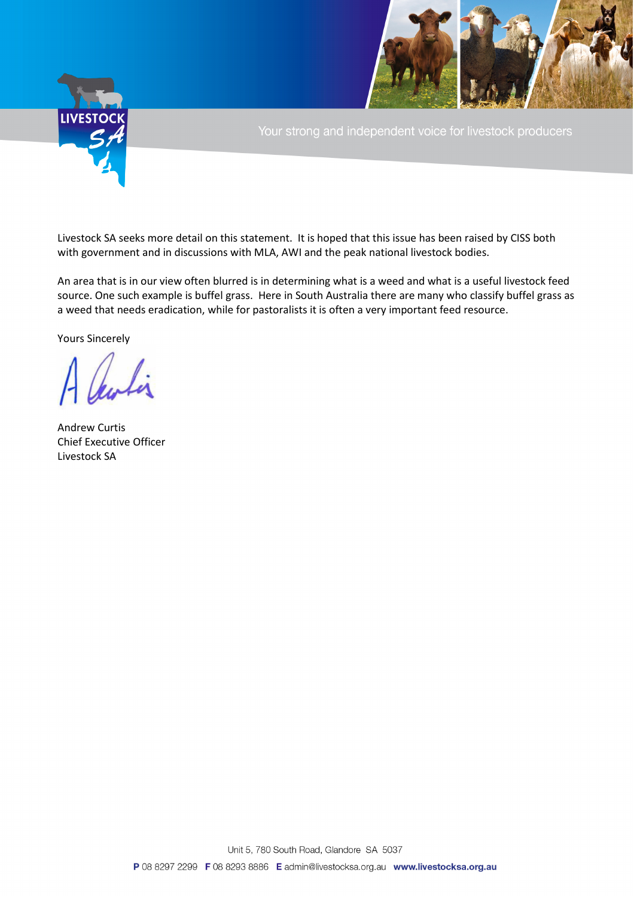Livestock SA seeks more detail on this statement. It is hoped that this issue has been raised by CISS both with government and in discussions with MLA, AWI and the peak national livestock bodies.

An area that is in our view often blurred is in determining what is a weed and what is a useful livestock feed source. One such example is buffel grass. Here in South Australia there are many who classify buffel grass as a weed that needs eradication, while for pastoralists it is often a very important feed resource.

Yours Sincerely

Andrew Curtis
Chief Executive Officer
Livestock SA